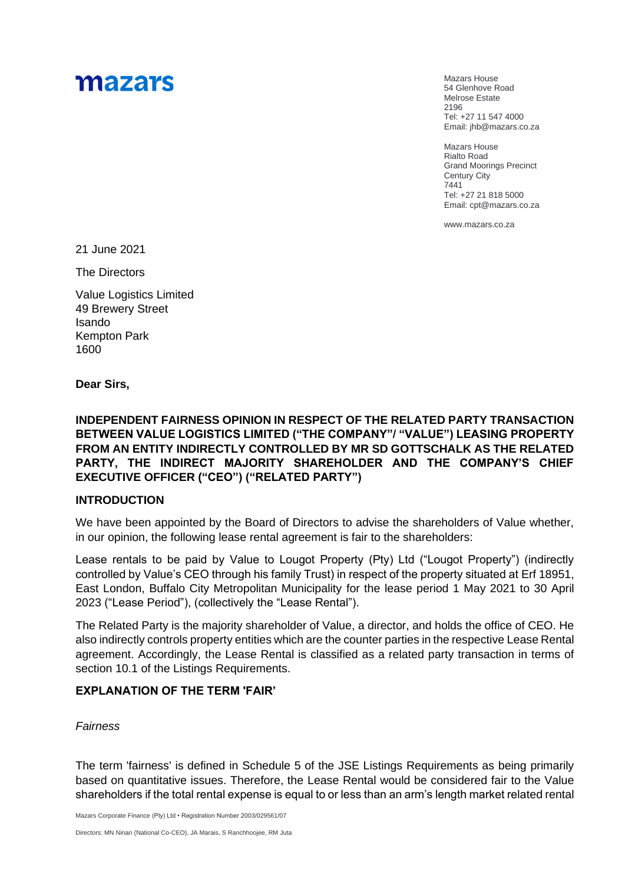mazars

Mazars House
54 Glenhove Road
Melrose Estate
2196
Tel: +27 11 547 4000
Email: jhb@mazars.co.za

Mazars House
Rialto Road
Grand Moorings Precinct
Century City
7441
Tel: +27 21 818 5000
Email: cpt@mazars.co.za

www.mazars.co.za

21 June 2021

The Directors

Value Logistics Limited
49 Brewery Street
Isando
Kempton Park
1600

**Dear Sirs,**

**INDEPENDENT FAIRNESS OPINION IN RESPECT OF THE RELATED PARTY TRANSACTION BETWEEN VALUE LOGISTICS LIMITED ("THE COMPANY"/ "VALUE") LEASING PROPERTY FROM AN ENTITY INDIRECTLY CONTROLLED BY MR SD GOTTSCHALK AS THE RELATED PARTY, THE INDIRECT MAJORITY SHAREHOLDER AND THE COMPANY'S CHIEF EXECUTIVE OFFICER ("CEO") ("RELATED PARTY")**

## INTRODUCTION

We have been appointed by the Board of Directors to advise the shareholders of Value whether, in our opinion, the following lease rental agreement is fair to the shareholders:

Lease rentals to be paid by Value to Lougot Property (Pty) Ltd ("Lougot Property") (indirectly controlled by Value's CEO through his family Trust) in respect of the property situated at Erf 18951, East London, Buffalo City Metropolitan Municipality for the lease period 1 May 2021 to 30 April 2023 ("Lease Period"), (collectively the "Lease Rental").

The Related Party is the majority shareholder of Value, a director, and holds the office of CEO. He also indirectly controls property entities which are the counter parties in the respective Lease Rental agreement. Accordingly, the Lease Rental is classified as a related party transaction in terms of section 10.1 of the Listings Requirements.

## EXPLANATION OF THE TERM 'FAIR'

*Fairness*

The term 'fairness' is defined in Schedule 5 of the JSE Listings Requirements as being primarily based on quantitative issues. Therefore, the Lease Rental would be considered fair to the Value shareholders if the total rental expense is equal to or less than an arm's length market related rental

Mazars Corporate Finance (Pty) Ltd • Registration Number 2003/029561/07

Directors: MN Ninan (National Co-CEO), JA Marais, S Ranchhoojee, RM Juta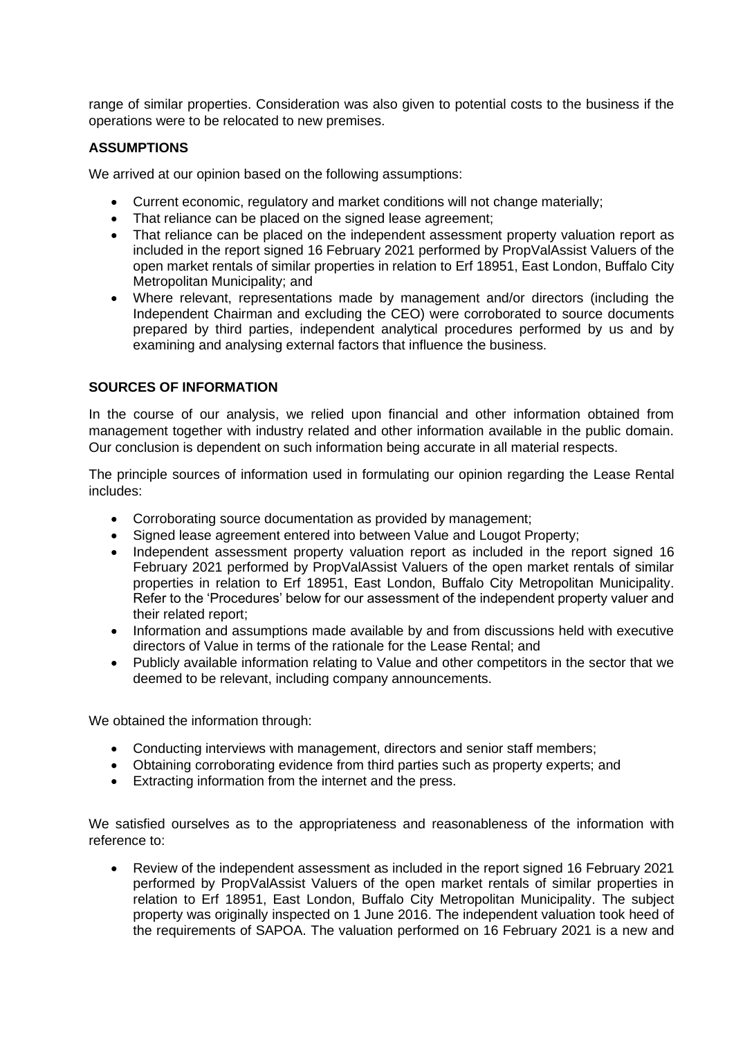range of similar properties. Consideration was also given to potential costs to the business if the operations were to be relocated to new premises.

**ASSUMPTIONS**

We arrived at our opinion based on the following assumptions:

- Current economic, regulatory and market conditions will not change materially;
- That reliance can be placed on the signed lease agreement;
- That reliance can be placed on the independent assessment property valuation report as included in the report signed 16 February 2021 performed by PropValAssist Valuers of the open market rentals of similar properties in relation to Erf 18951, East London, Buffalo City Metropolitan Municipality; and
- Where relevant, representations made by management and/or directors (including the Independent Chairman and excluding the CEO) were corroborated to source documents prepared by third parties, independent analytical procedures performed by us and by examining and analysing external factors that influence the business.

**SOURCES OF INFORMATION**

In the course of our analysis, we relied upon financial and other information obtained from management together with industry related and other information available in the public domain. Our conclusion is dependent on such information being accurate in all material respects.

The principle sources of information used in formulating our opinion regarding the Lease Rental includes:

- Corroborating source documentation as provided by management;
- Signed lease agreement entered into between Value and Lougot Property;
- Independent assessment property valuation report as included in the report signed 16 February 2021 performed by PropValAssist Valuers of the open market rentals of similar properties in relation to Erf 18951, East London, Buffalo City Metropolitan Municipality. Refer to the 'Procedures' below for our assessment of the independent property valuer and their related report;
- Information and assumptions made available by and from discussions held with executive directors of Value in terms of the rationale for the Lease Rental; and
- Publicly available information relating to Value and other competitors in the sector that we deemed to be relevant, including company announcements.

We obtained the information through:

- Conducting interviews with management, directors and senior staff members;
- Obtaining corroborating evidence from third parties such as property experts; and
- Extracting information from the internet and the press.

We satisfied ourselves as to the appropriateness and reasonableness of the information with reference to:

- Review of the independent assessment as included in the report signed 16 February 2021 performed by PropValAssist Valuers of the open market rentals of similar properties in relation to Erf 18951, East London, Buffalo City Metropolitan Municipality. The subject property was originally inspected on 1 June 2016. The independent valuation took heed of the requirements of SAPOA. The valuation performed on 16 February 2021 is a new and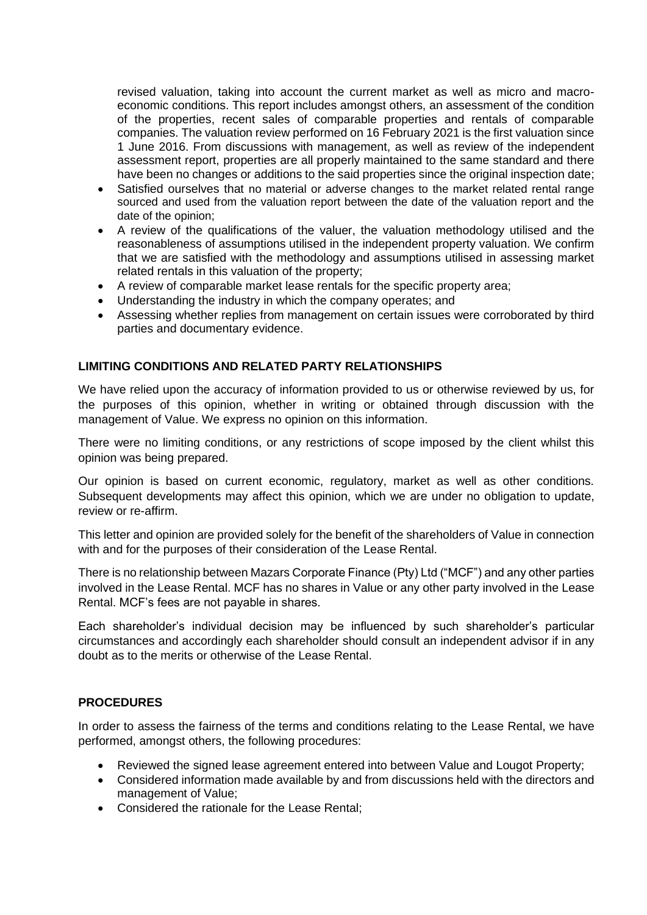revised valuation, taking into account the current market as well as micro and macro-economic conditions. This report includes amongst others, an assessment of the condition of the properties, recent sales of comparable properties and rentals of comparable companies. The valuation review performed on 16 February 2021 is the first valuation since 1 June 2016. From discussions with management, as well as review of the independent assessment report, properties are all properly maintained to the same standard and there have been no changes or additions to the said properties since the original inspection date;

- Satisfied ourselves that no material or adverse changes to the market related rental range sourced and used from the valuation report between the date of the valuation report and the date of the opinion;
- A review of the qualifications of the valuer, the valuation methodology utilised and the reasonableness of assumptions utilised in the independent property valuation. We confirm that we are satisfied with the methodology and assumptions utilised in assessing market related rentals in this valuation of the property;
- A review of comparable market lease rentals for the specific property area;
- Understanding the industry in which the company operates; and
- Assessing whether replies from management on certain issues were corroborated by third parties and documentary evidence.

## LIMITING CONDITIONS AND RELATED PARTY RELATIONSHIPS

We have relied upon the accuracy of information provided to us or otherwise reviewed by us, for the purposes of this opinion, whether in writing or obtained through discussion with the management of Value. We express no opinion on this information.

There were no limiting conditions, or any restrictions of scope imposed by the client whilst this opinion was being prepared.

Our opinion is based on current economic, regulatory, market as well as other conditions. Subsequent developments may affect this opinion, which we are under no obligation to update, review or re-affirm.

This letter and opinion are provided solely for the benefit of the shareholders of Value in connection with and for the purposes of their consideration of the Lease Rental.

There is no relationship between Mazars Corporate Finance (Pty) Ltd ("MCF") and any other parties involved in the Lease Rental. MCF has no shares in Value or any other party involved in the Lease Rental. MCF's fees are not payable in shares.

Each shareholder's individual decision may be influenced by such shareholder's particular circumstances and accordingly each shareholder should consult an independent advisor if in any doubt as to the merits or otherwise of the Lease Rental.

## PROCEDURES

In order to assess the fairness of the terms and conditions relating to the Lease Rental, we have performed, amongst others, the following procedures:

- Reviewed the signed lease agreement entered into between Value and Lougot Property;
- Considered information made available by and from discussions held with the directors and management of Value;
- Considered the rationale for the Lease Rental;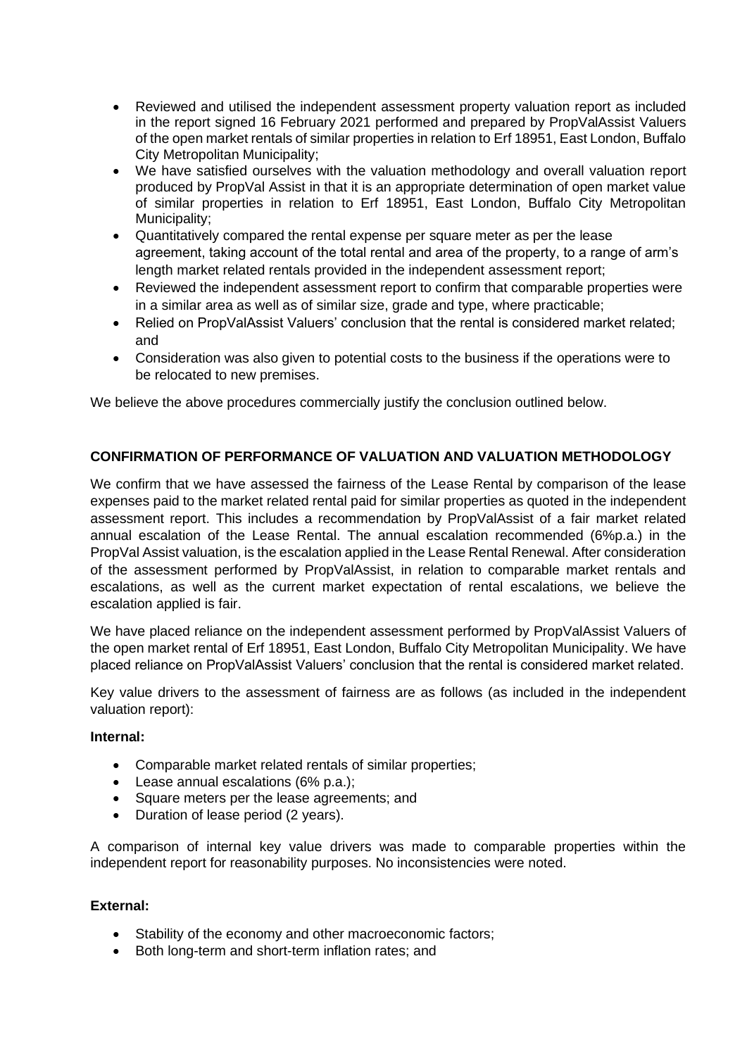- Reviewed and utilised the independent assessment property valuation report as included in the report signed 16 February 2021 performed and prepared by PropValAssist Valuers of the open market rentals of similar properties in relation to Erf 18951, East London, Buffalo City Metropolitan Municipality;
- We have satisfied ourselves with the valuation methodology and overall valuation report produced by PropVal Assist in that it is an appropriate determination of open market value of similar properties in relation to Erf 18951, East London, Buffalo City Metropolitan Municipality;
- Quantitatively compared the rental expense per square meter as per the lease agreement, taking account of the total rental and area of the property, to a range of arm's length market related rentals provided in the independent assessment report;
- Reviewed the independent assessment report to confirm that comparable properties were in a similar area as well as of similar size, grade and type, where practicable;
- Relied on PropValAssist Valuers' conclusion that the rental is considered market related; and
- Consideration was also given to potential costs to the business if the operations were to be relocated to new premises.

We believe the above procedures commercially justify the conclusion outlined below.

**CONFIRMATION OF PERFORMANCE OF VALUATION AND VALUATION METHODOLOGY**

We confirm that we have assessed the fairness of the Lease Rental by comparison of the lease expenses paid to the market related rental paid for similar properties as quoted in the independent assessment report. This includes a recommendation by PropValAssist of a fair market related annual escalation of the Lease Rental. The annual escalation recommended (6%p.a.) in the PropVal Assist valuation, is the escalation applied in the Lease Rental Renewal. After consideration of the assessment performed by PropValAssist, in relation to comparable market rentals and escalations, as well as the current market expectation of rental escalations, we believe the escalation applied is fair.

We have placed reliance on the independent assessment performed by PropValAssist Valuers of the open market rental of Erf 18951, East London, Buffalo City Metropolitan Municipality. We have placed reliance on PropValAssist Valuers' conclusion that the rental is considered market related.

Key value drivers to the assessment of fairness are as follows (as included in the independent valuation report):

**Internal:**

- Comparable market related rentals of similar properties;
- Lease annual escalations (6% p.a.);
- Square meters per the lease agreements; and
- Duration of lease period (2 years).

A comparison of internal key value drivers was made to comparable properties within the independent report for reasonability purposes. No inconsistencies were noted.

**External:**

- Stability of the economy and other macroeconomic factors;
- Both long-term and short-term inflation rates; and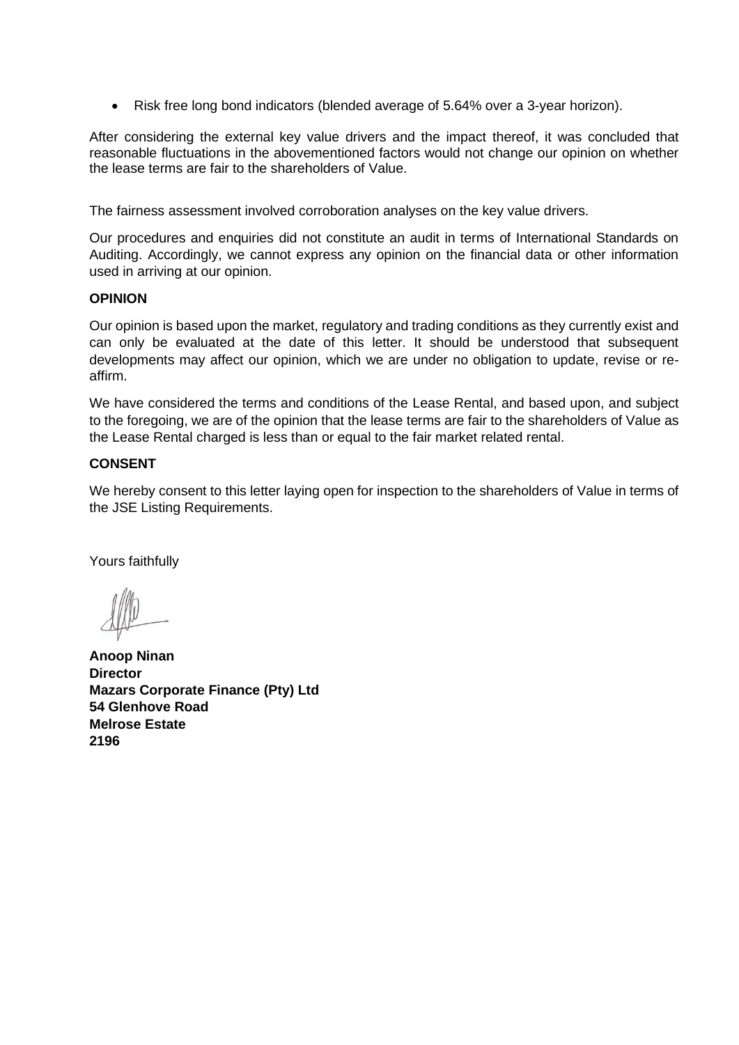- Risk free long bond indicators (blended average of 5.64% over a 3-year horizon).

After considering the external key value drivers and the impact thereof, it was concluded that reasonable fluctuations in the abovementioned factors would not change our opinion on whether the lease terms are fair to the shareholders of Value.

The fairness assessment involved corroboration analyses on the key value drivers.

Our procedures and enquiries did not constitute an audit in terms of International Standards on Auditing. Accordingly, we cannot express any opinion on the financial data or other information used in arriving at our opinion.

**OPINION**

Our opinion is based upon the market, regulatory and trading conditions as they currently exist and can only be evaluated at the date of this letter. It should be understood that subsequent developments may affect our opinion, which we are under no obligation to update, revise or re-affirm.

We have considered the terms and conditions of the Lease Rental, and based upon, and subject to the foregoing, we are of the opinion that the lease terms are fair to the shareholders of Value as the Lease Rental charged is less than or equal to the fair market related rental.

**CONSENT**

We hereby consent to this letter laying open for inspection to the shareholders of Value in terms of the JSE Listing Requirements.

Yours faithfully

**Anoop Ninan**
**Director**
**Mazars Corporate Finance (Pty) Ltd**
**54 Glenhove Road**
**Melrose Estate**
**2196**